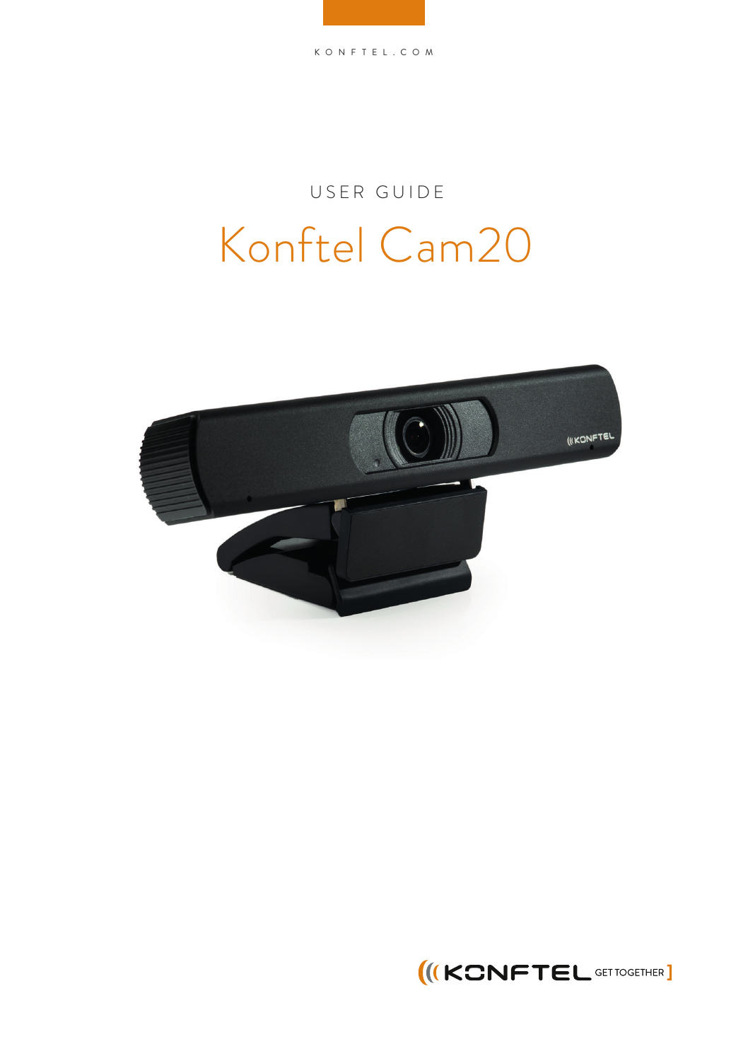KONFTEL.COM

USER GUIDE

# Konftel Cam20

KONFTEL GET TOGETHER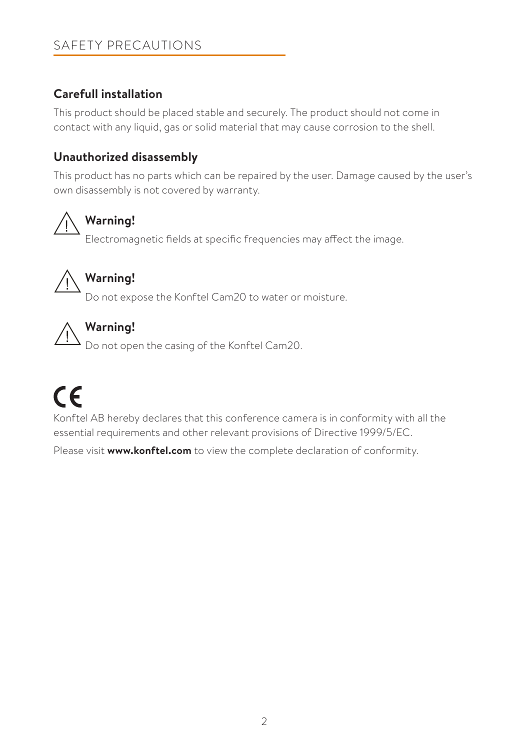# SAFETY PRECAUTIONS

### Carefull installation

This product should be placed stable and securely. The product should not come in contact with any liquid, gas or solid material that may cause corrosion to the shell.

### Unauthorized disassembly

This product has no parts which can be repaired by the user. Damage caused by the user's own disassembly is not covered by warranty.

### ⚠ Warning!

Electromagnetic fields at specific frequencies may affect the image.

### ⚠ Warning!

Do not expose the Konftel Cam20 to water or moisture.

### ⚠ Warning!

Do not open the casing of the Konftel Cam20.

CE

Konftel AB hereby declares that this conference camera is in conformity with all the essential requirements and other relevant provisions of Directive 1999/5/EC.

Please visit **www.konftel.com** to view the complete declaration of conformity.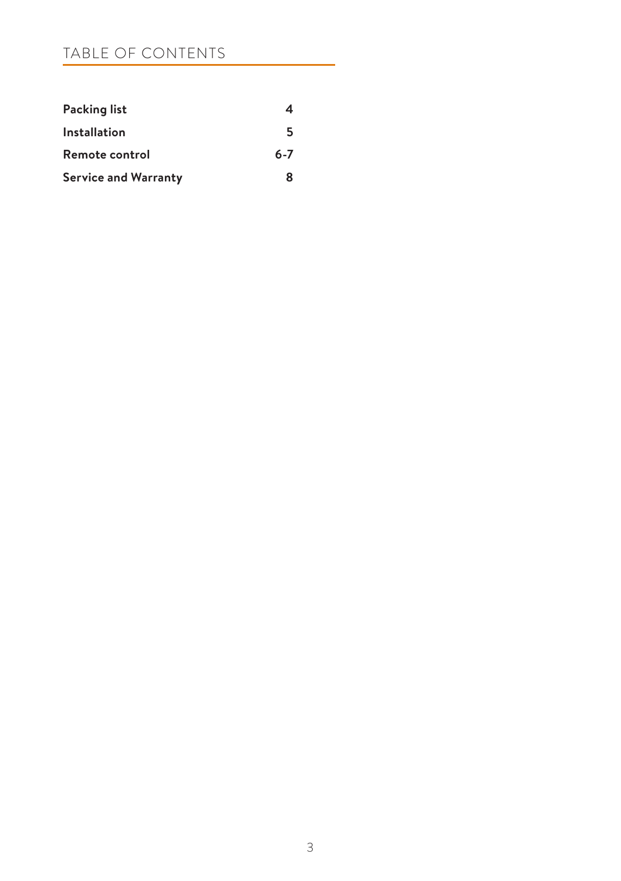# TABLE OF CONTENTS

| | |
|---|---|
| **Packing list** | **4** |
| **Installation** | **5** |
| **Remote control** | **6-7** |
| **Service and Warranty** | **8** |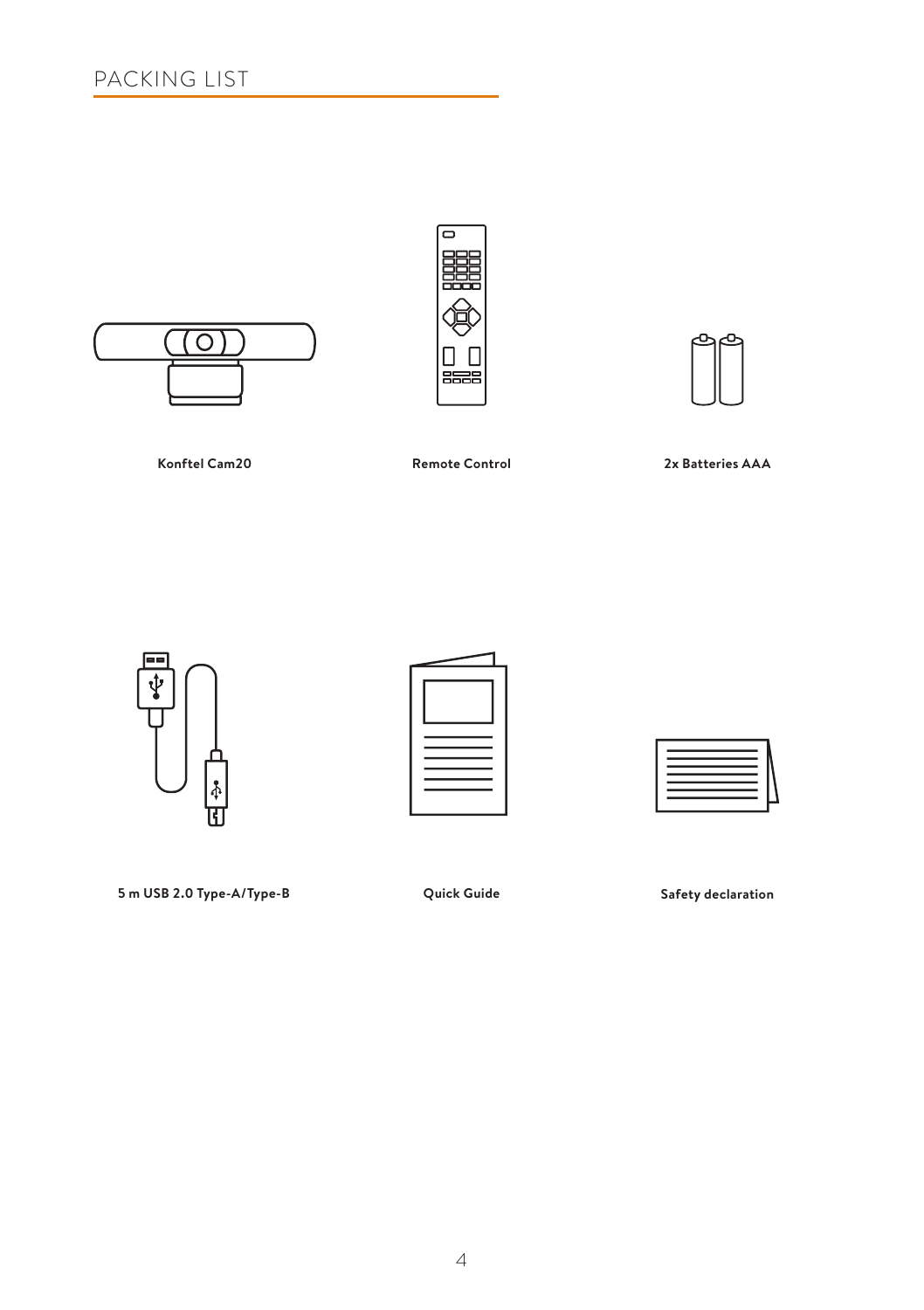# PACKING LIST

**Konftel Cam20**

**Remote Control**

**2x Batteries AAA**

**5 m USB 2.0 Type-A/Type-B**

**Quick Guide**

**Safety declaration**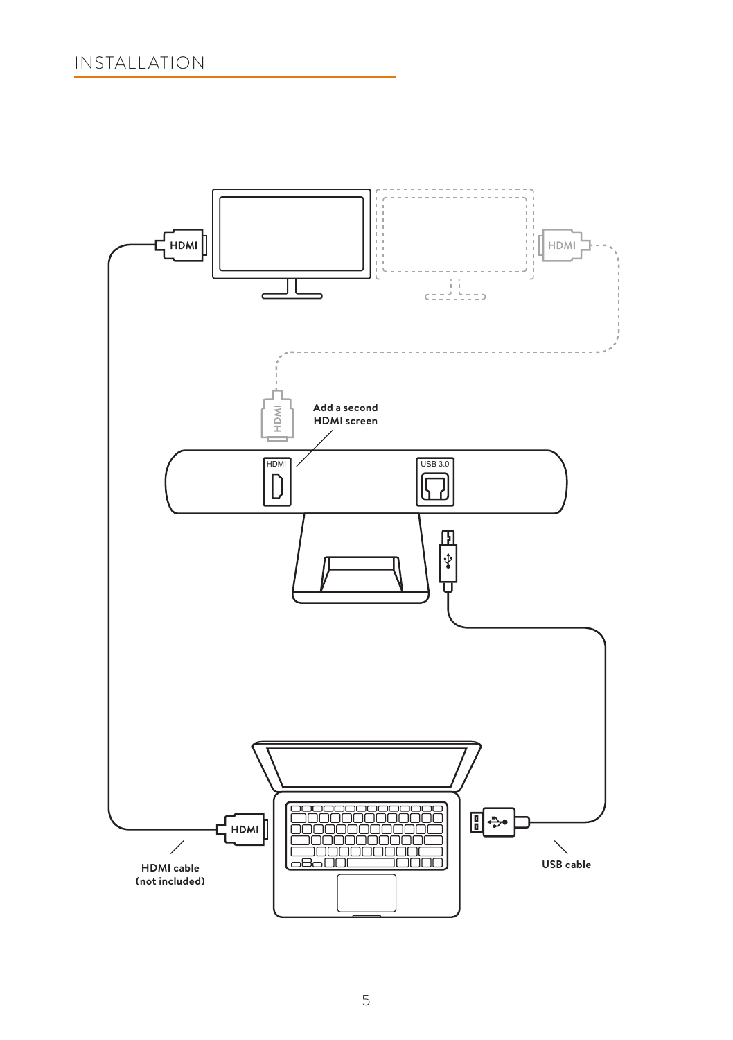# INSTALLATION

HDMI

HDMI

HDMI

Add a second HDMI screen

HDMI

USB 3.0

HDMI

HDMI cable (not included)

USB cable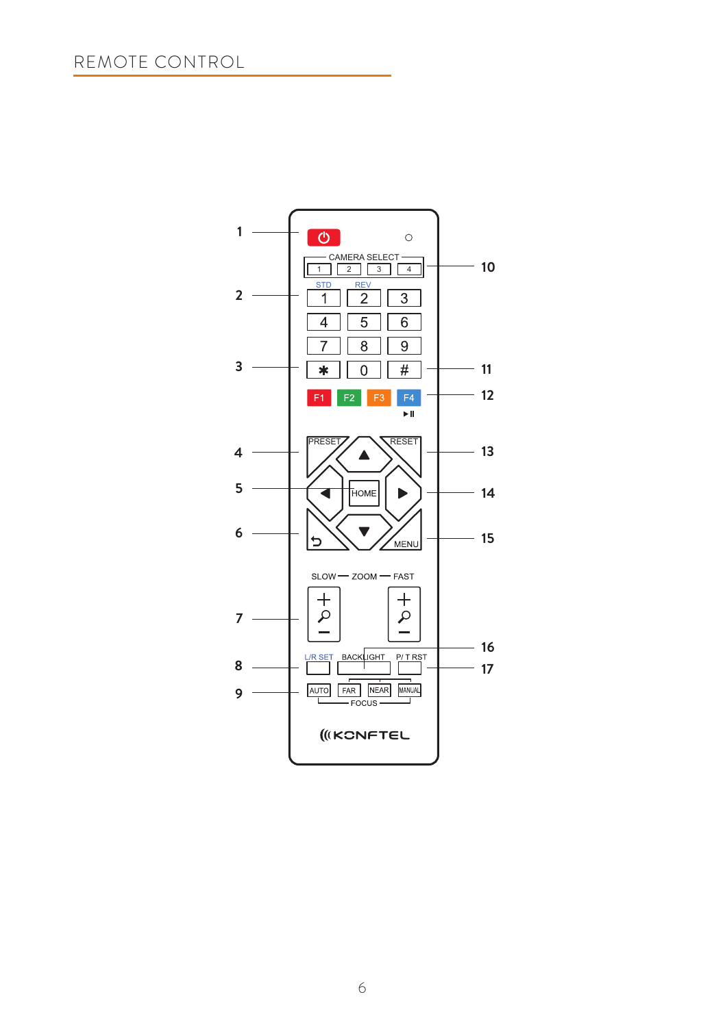# REMOTE CONTROL

1
2
3
4
5
6
7
8
9
10
11
12
13
14
15
16
17

CAMERA SELECT
1 2 3 4
STD REV
1 2 3
4 5 6
7 8 9
* 0 #
F1 F2 F3 F4
▶II
PRESET RESET
HOME
MENU
SLOW — ZOOM — FAST
L/R SET BACKLIGHT P/ T RST
AUTO FAR NEAR MANUAL
FOCUS
KONFTEL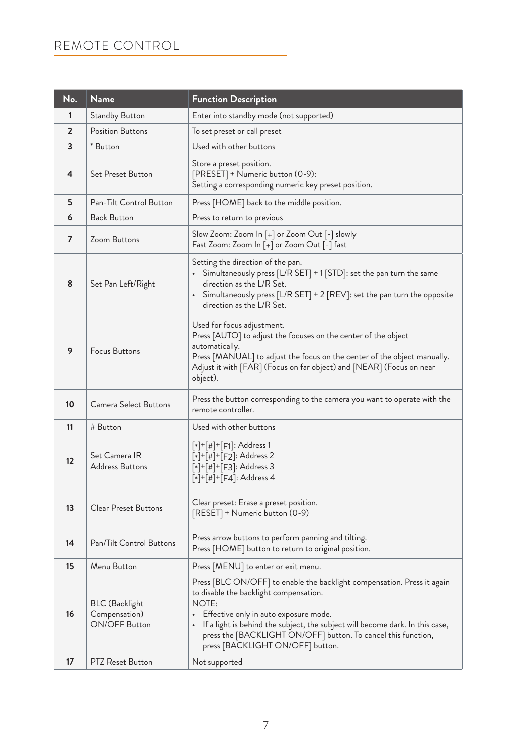# REMOTE CONTROL

| No. | Name | Function Description |
|---|---|---|
| 1 | Standby Button | Enter into standby mode (not supported) |
| 2 | Position Buttons | To set preset or call preset |
| 3 | * Button | Used with other buttons |
| 4 | Set Preset Button | Store a preset position.<br>[PRESET] + Numeric button (0-9):<br>Setting a corresponding numeric key preset position. |
| 5 | Pan-Tilt Control Button | Press [HOME] back to the middle position. |
| 6 | Back Button | Press to return to previous |
| 7 | Zoom Buttons | Slow Zoom: Zoom In [+] or Zoom Out [-] slowly<br>Fast Zoom: Zoom In [+] or Zoom Out [-] fast |
| 8 | Set Pan Left/Right | Setting the direction of the pan.<br>• Simultaneously press [L/R SET] + 1 [STD]: set the pan turn the same direction as the L/R Set.<br>• Simultaneously press [L/R SET] + 2 [REV]: set the pan turn the opposite direction as the L/R Set. |
| 9 | Focus Buttons | Used for focus adjustment.<br>Press [AUTO] to adjust the focuses on the center of the object automatically.<br>Press [MANUAL] to adjust the focus on the center of the object manually. Adjust it with [FAR] (Focus on far object) and [NEAR] (Focus on near object). |
| 10 | Camera Select Buttons | Press the button corresponding to the camera you want to operate with the remote controller. |
| 11 | # Button | Used with other buttons |
| 12 | Set Camera IR Address Buttons | [*]+[#]+[F1]: Address 1<br>[*]+[#]+[F2]: Address 2<br>[*]+[#]+[F3]: Address 3<br>[*]+[#]+[F4]: Address 4 |
| 13 | Clear Preset Buttons | Clear preset: Erase a preset position.<br>[RESET] + Numeric button (0-9) |
| 14 | Pan/Tilt Control Buttons | Press arrow buttons to perform panning and tilting.<br>Press [HOME] button to return to original position. |
| 15 | Menu Button | Press [MENU] to enter or exit menu. |
| 16 | BLC (Backlight Compensation) ON/OFF Button | Press [BLC ON/OFF] to enable the backlight compensation. Press it again to disable the backlight compensation.<br>NOTE:<br>• Effective only in auto exposure mode.<br>• If a light is behind the subject, the subject will become dark. In this case, press the [BACKLIGHT ON/OFF] button. To cancel this function, press [BACKLIGHT ON/OFF] button. |
| 17 | PTZ Reset Button | Not supported |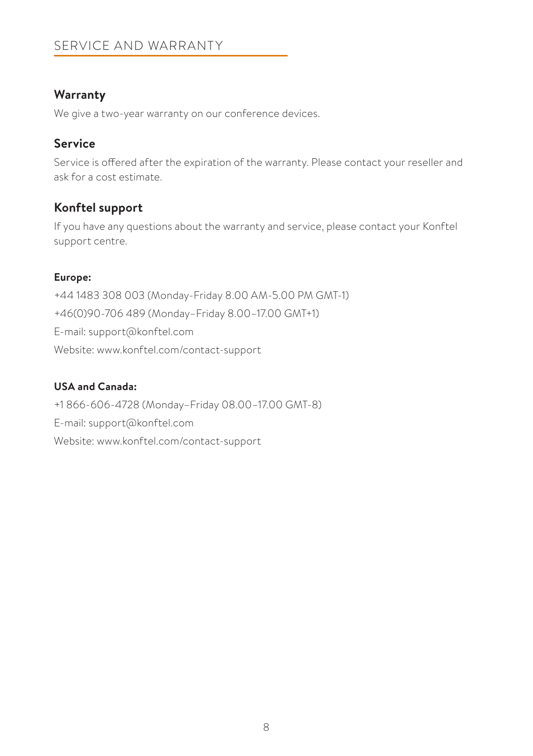# SERVICE AND WARRANTY

## Warranty

We give a two-year warranty on our conference devices.

## Service

Service is offered after the expiration of the warranty. Please contact your reseller and ask for a cost estimate.

## Konftel support

If you have any questions about the warranty and service, please contact your Konftel support centre.

**Europe:**

+44 1483 308 003 (Monday-Friday 8.00 AM-5.00 PM GMT-1)

+46(0)90-706 489 (Monday–Friday 8.00–17.00 GMT+1)

E-mail: support@konftel.com

Website: www.konftel.com/contact-support

**USA and Canada:**

+1 866-606-4728 (Monday–Friday 08.00–17.00 GMT-8)

E-mail: support@konftel.com

Website: www.konftel.com/contact-support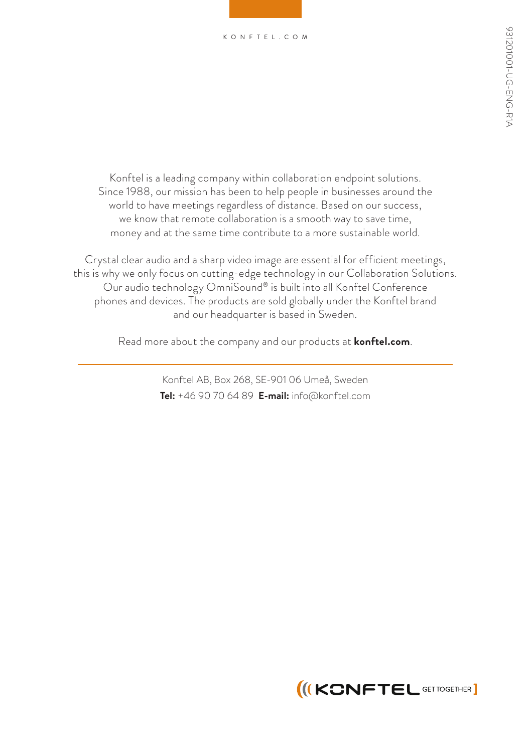Konftel is a leading company within collaboration endpoint solutions. Since 1988, our mission has been to help people in businesses around the world to have meetings regardless of distance. Based on our success, we know that remote collaboration is a smooth way to save time, money and at the same time contribute to a more sustainable world.

Crystal clear audio and a sharp video image are essential for efficient meetings, this is why we only focus on cutting-edge technology in our Collaboration Solutions. Our audio technology OmniSound® is built into all Konftel Conference phones and devices. The products are sold globally under the Konftel brand and our headquarter is based in Sweden.

Read more about the company and our products at **konftel.com**.

---

Konftel AB, Box 268, SE-901 06 Umeå, Sweden
**Tel:** +46 90 70 64 89 **E-mail:** info@konftel.com

KONFTEL GET TOGETHER

931201001-UG-ENG-R1A